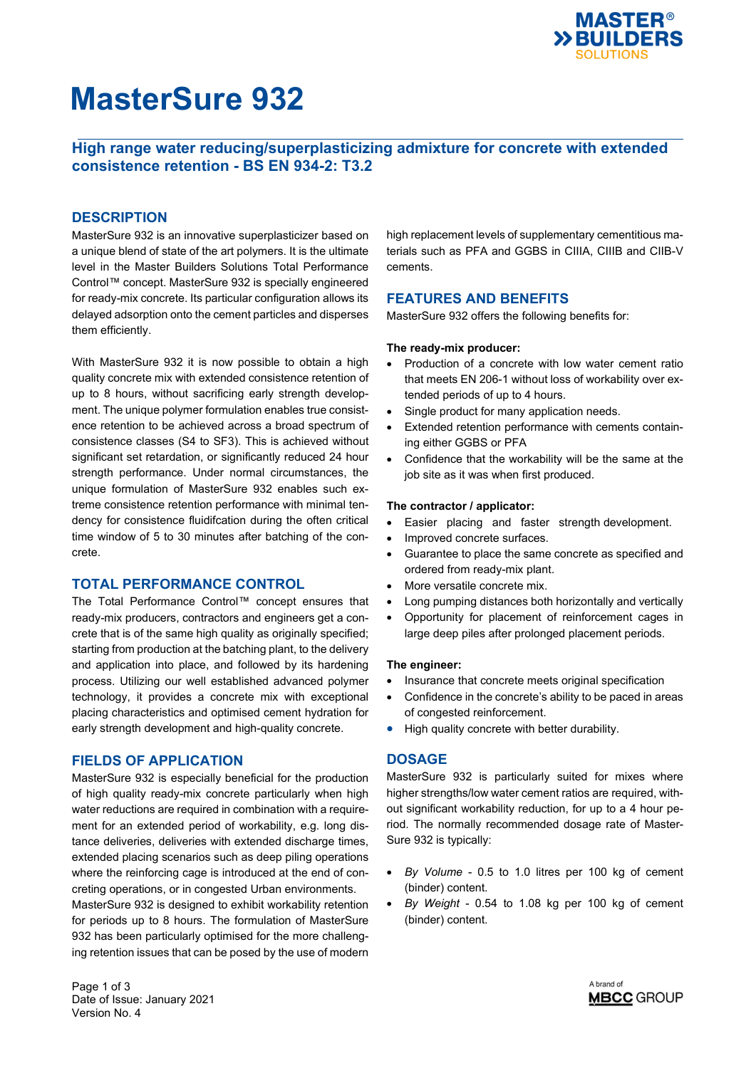# MasterSure 932

## High range water reducing/superplasticizing admixture for concrete with extended consistence retention - BS EN 934-2: T3.2

## DESCRIPTION

MasterSure 932 is an innovative superplasticizer based on a unique blend of state of the art polymers. It is the ultimate level in the Master Builders Solutions Total Performance Control™ concept. MasterSure 932 is specially engineered for ready-mix concrete. Its particular configuration allows its delayed adsorption onto the cement particles and disperses them efficiently.

With MasterSure 932 it is now possible to obtain a high quality concrete mix with extended consistence retention of up to 8 hours, without sacrificing early strength development. The unique polymer formulation enables true consistence retention to be achieved across a broad spectrum of consistence classes (S4 to SF3). This is achieved without significant set retardation, or significantly reduced 24 hour strength performance. Under normal circumstances, the unique formulation of MasterSure 932 enables such extreme consistence retention performance with minimal tendency for consistence fluidifcation during the often critical time window of 5 to 30 minutes after batching of the concrete.

## TOTAL PERFORMANCE CONTROL

The Total Performance Control™ concept ensures that ready-mix producers, contractors and engineers get a concrete that is of the same high quality as originally specified; starting from production at the batching plant, to the delivery and application into place, and followed by its hardening process. Utilizing our well established advanced polymer technology, it provides a concrete mix with exceptional placing characteristics and optimised cement hydration for early strength development and high-quality concrete.

## FIELDS OF APPLICATION

MasterSure 932 is especially beneficial for the production of high quality ready-mix concrete particularly when high water reductions are required in combination with a requirement for an extended period of workability, e.g. long distance deliveries, deliveries with extended discharge times, extended placing scenarios such as deep piling operations where the reinforcing cage is introduced at the end of concreting operations, or in congested Urban environments.
MasterSure 932 is designed to exhibit workability retention for periods up to 8 hours. The formulation of MasterSure 932 has been particularly optimised for the more challenging retention issues that can be posed by the use of modern high replacement levels of supplementary cementitious materials such as PFA and GGBS in CIIIA, CIIIB and CIIB-V cements.

## FEATURES AND BENEFITS

MasterSure 932 offers the following benefits for:

**The ready-mix producer:**

- Production of a concrete with low water cement ratio that meets EN 206-1 without loss of workability over extended periods of up to 4 hours.
- Single product for many application needs.
- Extended retention performance with cements containing either GGBS or PFA
- Confidence that the workability will be the same at the job site as it was when first produced.

**The contractor / applicator:**

- Easier placing and faster strength development.
- Improved concrete surfaces.
- Guarantee to place the same concrete as specified and ordered from ready-mix plant.
- More versatile concrete mix.
- Long pumping distances both horizontally and vertically
- Opportunity for placement of reinforcement cages in large deep piles after prolonged placement periods.

**The engineer:**

- Insurance that concrete meets original specification
- Confidence in the concrete's ability to be paced in areas of congested reinforcement.
- High quality concrete with better durability.

## DOSAGE

MasterSure 932 is particularly suited for mixes where higher strengths/low water cement ratios are required, without significant workability reduction, for up to a 4 hour period. The normally recommended dosage rate of MasterSure 932 is typically:

- *By Volume* - 0.5 to 1.0 litres per 100 kg of cement (binder) content.
- *By Weight* - 0.54 to 1.08 kg per 100 kg of cement (binder) content.

Date of Issue: January 2021
Version No. 4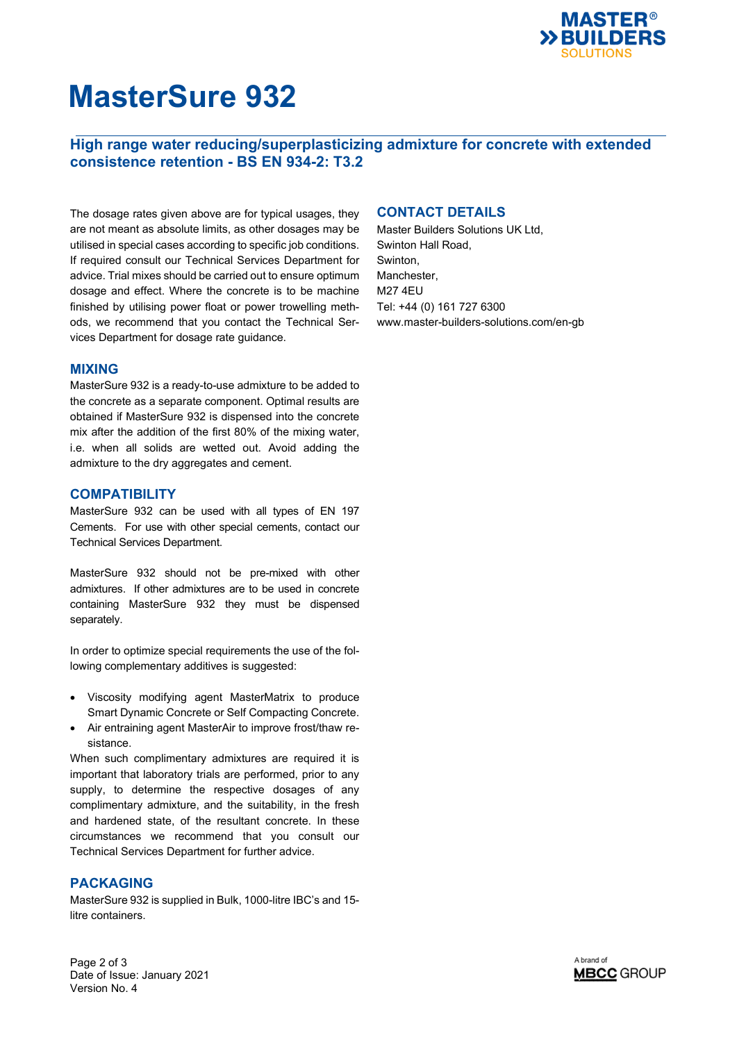# MasterSure 932

## High range water reducing/superplasticizing admixture for concrete with extended consistence retention - BS EN 934-2: T3.2

The dosage rates given above are for typical usages, they are not meant as absolute limits, as other dosages may be utilised in special cases according to specific job conditions. If required consult our Technical Services Department for advice. Trial mixes should be carried out to ensure optimum dosage and effect. Where the concrete is to be machine finished by utilising power float or power trowelling methods, we recommend that you contact the Technical Services Department for dosage rate guidance.

### MIXING

MasterSure 932 is a ready-to-use admixture to be added to the concrete as a separate component. Optimal results are obtained if MasterSure 932 is dispensed into the concrete mix after the addition of the first 80% of the mixing water, i.e. when all solids are wetted out. Avoid adding the admixture to the dry aggregates and cement.

### COMPATIBILITY

MasterSure 932 can be used with all types of EN 197 Cements. For use with other special cements, contact our Technical Services Department.

MasterSure 932 should not be pre-mixed with other admixtures. If other admixtures are to be used in concrete containing MasterSure 932 they must be dispensed separately.

In order to optimize special requirements the use of the following complementary additives is suggested:

- Viscosity modifying agent MasterMatrix to produce Smart Dynamic Concrete or Self Compacting Concrete.
- Air entraining agent MasterAir to improve frost/thaw resistance.

When such complimentary admixtures are required it is important that laboratory trials are performed, prior to any supply, to determine the respective dosages of any complimentary admixture, and the suitability, in the fresh and hardened state, of the resultant concrete. In these circumstances we recommend that you consult our Technical Services Department for further advice.

### PACKAGING

MasterSure 932 is supplied in Bulk, 1000-litre IBC's and 15-litre containers.

### CONTACT DETAILS

Master Builders Solutions UK Ltd,
Swinton Hall Road,
Swinton,
Manchester,
M27 4EU
Tel: +44 (0) 161 727 6300
www.master-builders-solutions.com/en-gb

Date of Issue: January 2021
Version No. 4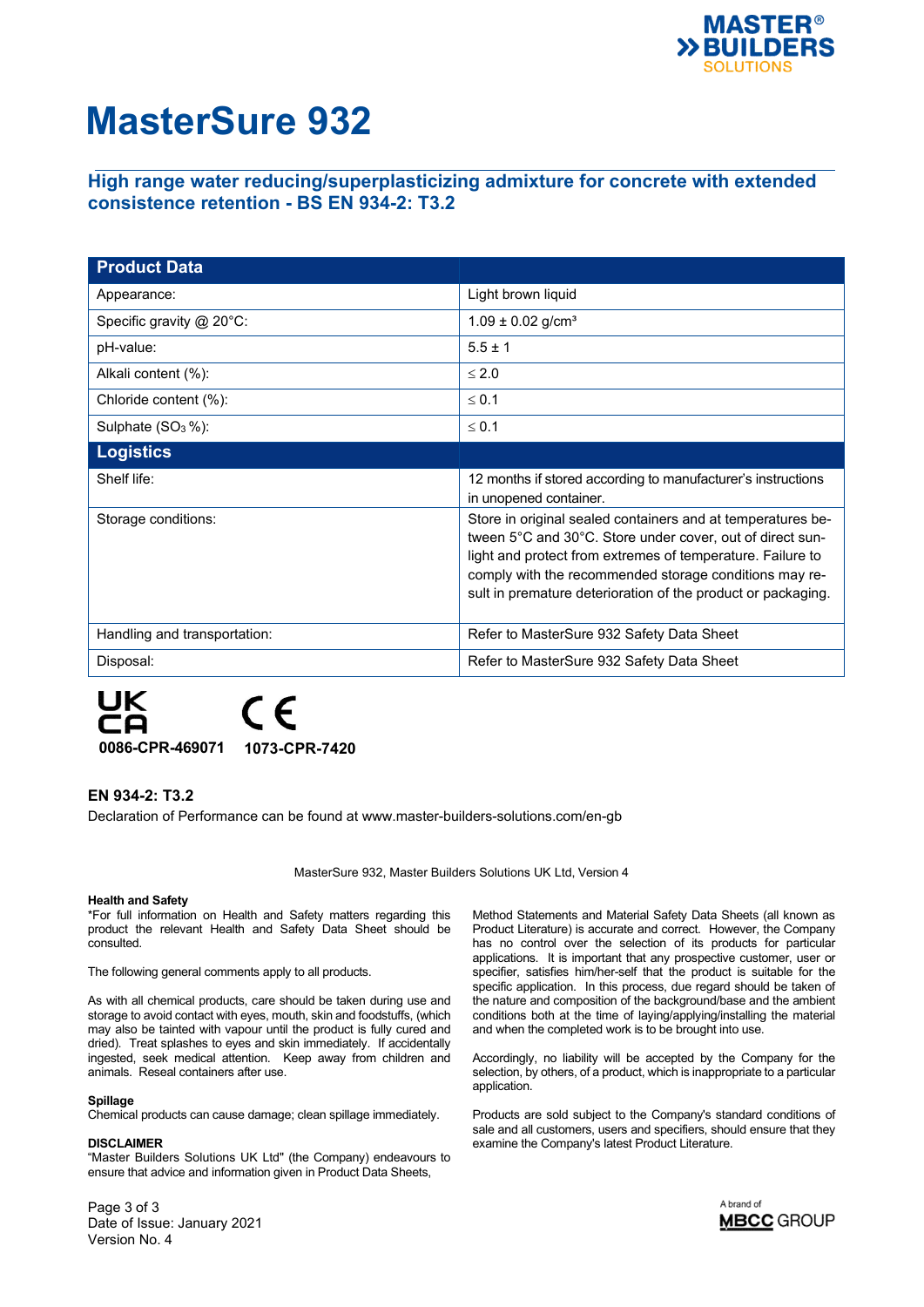# MasterSure 932

## High range water reducing/superplasticizing admixture for concrete with extended consistence retention - BS EN 934-2: T3.2

| **Product Data** | |
|---|---|
| Appearance: | Light brown liquid |
| Specific gravity @ 20°C: | 1.09 ± 0.02 g/cm³ |
| pH-value: | 5.5 ± 1 |
| Alkali content (%): | ≤ 2.0 |
| Chloride content (%): | ≤ 0.1 |
| Sulphate ($SO_3$ %): | ≤ 0.1 |
| **Logistics** | |
| Shelf life: | 12 months if stored according to manufacturer's instructions in unopened container. |
| Storage conditions: | Store in original sealed containers and at temperatures between 5°C and 30°C. Store under cover, out of direct sunlight and protect from extremes of temperature. Failure to comply with the recommended storage conditions may result in premature deterioration of the product or packaging. |
| Handling and transportation: | Refer to MasterSure 932 Safety Data Sheet |
| Disposal: | Refer to MasterSure 932 Safety Data Sheet |

UK CA **0086-CPR-469071** CE **1073-CPR-7420**

**EN 934-2: T3.2**

Declaration of Performance can be found at www.master-builders-solutions.com/en-gb

MasterSure 932, Master Builders Solutions UK Ltd, Version 4

**Health and Safety**

*For full information on Health and Safety matters regarding this product the relevant Health and Safety Data Sheet should be consulted.

The following general comments apply to all products.

As with all chemical products, care should be taken during use and storage to avoid contact with eyes, mouth, skin and foodstuffs, (which may also be tainted with vapour until the product is fully cured and dried). Treat splashes to eyes and skin immediately. If accidentally ingested, seek medical attention. Keep away from children and animals. Reseal containers after use.

**Spillage**

Chemical products can cause damage; clean spillage immediately.

**DISCLAIMER**

"Master Builders Solutions UK Ltd" (the Company) endeavours to ensure that advice and information given in Product Data Sheets, Method Statements and Material Safety Data Sheets (all known as Product Literature) is accurate and correct. However, the Company has no control over the selection of its products for particular applications. It is important that any prospective customer, user or specifier, satisfies him/her-self that the product is suitable for the specific application. In this process, due regard should be taken of the nature and composition of the background/base and the ambient conditions both at the time of laying/applying/installing the material and when the completed work is to be brought into use.

Accordingly, no liability will be accepted by the Company for the selection, by others, of a product, which is inappropriate to a particular application.

Products are sold subject to the Company's standard conditions of sale and all customers, users and specifiers, should ensure that they examine the Company's latest Product Literature.

Date of Issue: January 2021
Version No. 4